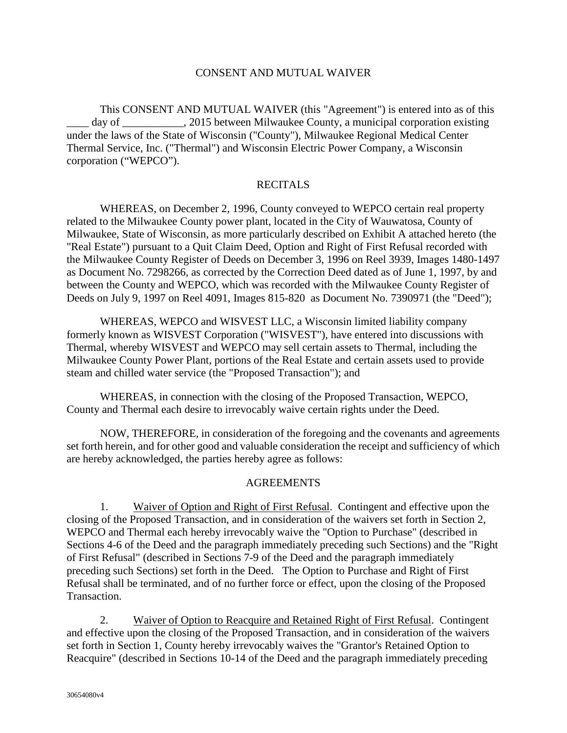# CONSENT AND MUTUAL WAIVER

This CONSENT AND MUTUAL WAIVER (this "Agreement") is entered into as of this ____ day of ___________, 2015 between Milwaukee County, a municipal corporation existing under the laws of the State of Wisconsin ("County"), Milwaukee Regional Medical Center Thermal Service, Inc. ("Thermal") and Wisconsin Electric Power Company, a Wisconsin corporation ("WEPCO").

## RECITALS

WHEREAS, on December 2, 1996, County conveyed to WEPCO certain real property related to the Milwaukee County power plant, located in the City of Wauwatosa, County of Milwaukee, State of Wisconsin, as more particularly described on Exhibit A attached hereto (the "Real Estate") pursuant to a Quit Claim Deed, Option and Right of First Refusal recorded with the Milwaukee County Register of Deeds on December 3, 1996 on Reel 3939, Images 1480-1497 as Document No. 7298266, as corrected by the Correction Deed dated as of June 1, 1997, by and between the County and WEPCO, which was recorded with the Milwaukee County Register of Deeds on July 9, 1997 on Reel 4091, Images 815-820 as Document No. 7390971 (the "Deed");

WHEREAS, WEPCO and WISVEST LLC, a Wisconsin limited liability company formerly known as WISVEST Corporation ("WISVEST"), have entered into discussions with Thermal, whereby WISVEST and WEPCO may sell certain assets to Thermal, including the Milwaukee County Power Plant, portions of the Real Estate and certain assets used to provide steam and chilled water service (the "Proposed Transaction"); and

WHEREAS, in connection with the closing of the Proposed Transaction, WEPCO, County and Thermal each desire to irrevocably waive certain rights under the Deed.

NOW, THEREFORE, in consideration of the foregoing and the covenants and agreements set forth herein, and for other good and valuable consideration the receipt and sufficiency of which are hereby acknowledged, the parties hereby agree as follows:

## AGREEMENTS

1. Waiver of Option and Right of First Refusal. Contingent and effective upon the closing of the Proposed Transaction, and in consideration of the waivers set forth in Section 2, WEPCO and Thermal each hereby irrevocably waive the "Option to Purchase" (described in Sections 4-6 of the Deed and the paragraph immediately preceding such Sections) and the "Right of First Refusal" (described in Sections 7-9 of the Deed and the paragraph immediately preceding such Sections) set forth in the Deed. The Option to Purchase and Right of First Refusal shall be terminated, and of no further force or effect, upon the closing of the Proposed Transaction.

2. Waiver of Option to Reacquire and Retained Right of First Refusal. Contingent and effective upon the closing of the Proposed Transaction, and in consideration of the waivers set forth in Section 1, County hereby irrevocably waives the "Grantor's Retained Option to Reacquire" (described in Sections 10-14 of the Deed and the paragraph immediately preceding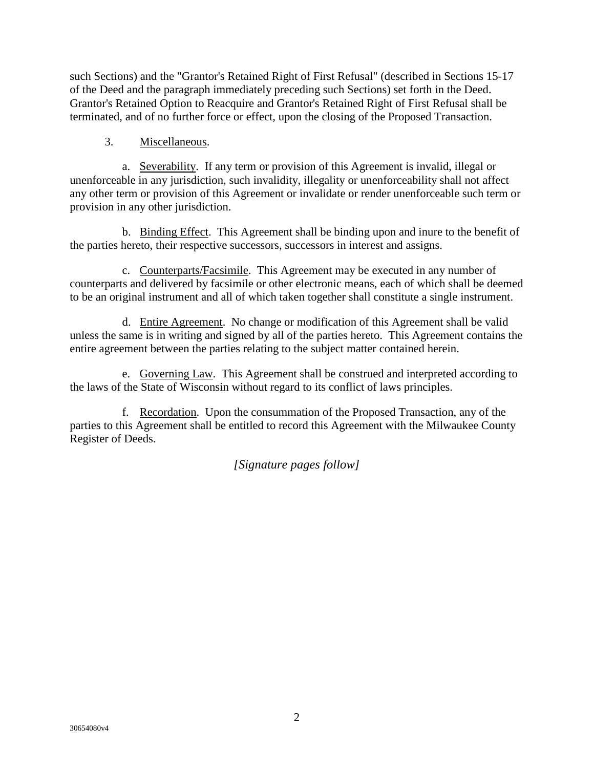such Sections) and the "Grantor's Retained Right of First Refusal" (described in Sections 15-17 of the Deed and the paragraph immediately preceding such Sections) set forth in the Deed. Grantor's Retained Option to Reacquire and Grantor's Retained Right of First Refusal shall be terminated, and of no further force or effect, upon the closing of the Proposed Transaction.

3. Miscellaneous.

a. Severability. If any term or provision of this Agreement is invalid, illegal or unenforceable in any jurisdiction, such invalidity, illegality or unenforceability shall not affect any other term or provision of this Agreement or invalidate or render unenforceable such term or provision in any other jurisdiction.

b. Binding Effect. This Agreement shall be binding upon and inure to the benefit of the parties hereto, their respective successors, successors in interest and assigns.

c. Counterparts/Facsimile. This Agreement may be executed in any number of counterparts and delivered by facsimile or other electronic means, each of which shall be deemed to be an original instrument and all of which taken together shall constitute a single instrument.

d. Entire Agreement. No change or modification of this Agreement shall be valid unless the same is in writing and signed by all of the parties hereto. This Agreement contains the entire agreement between the parties relating to the subject matter contained herein.

e. Governing Law. This Agreement shall be construed and interpreted according to the laws of the State of Wisconsin without regard to its conflict of laws principles.

f. Recordation. Upon the consummation of the Proposed Transaction, any of the parties to this Agreement shall be entitled to record this Agreement with the Milwaukee County Register of Deeds.

*[Signature pages follow]*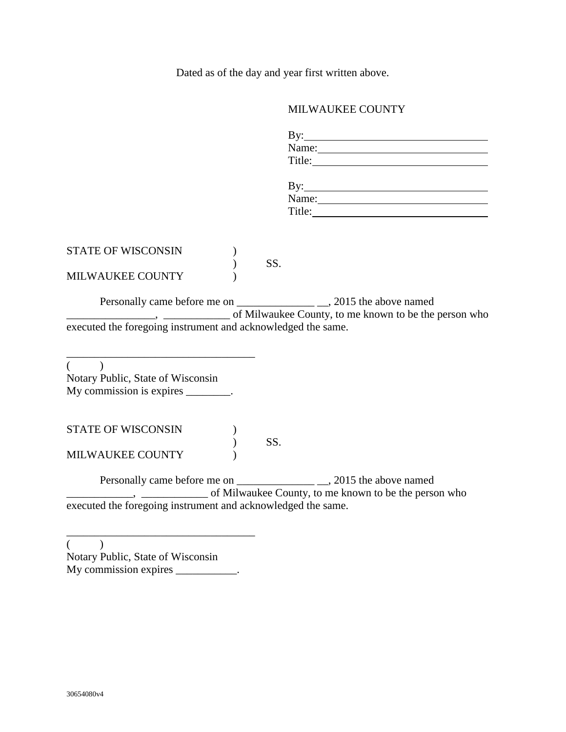Dated as of the day and year first written above.

MILWAUKEE COUNTY

By:\_\_\_\_\_\_\_\_\_\_\_\_\_\_\_\_\_\_\_\_\_\_\_\_\_\_\_\_\_\_\_\_
Name:\_\_\_\_\_\_\_\_\_\_\_\_\_\_\_\_\_\_\_\_\_\_\_\_\_\_\_\_\_\_
Title:\_\_\_\_\_\_\_\_\_\_\_\_\_\_\_\_\_\_\_\_\_\_\_\_\_\_\_\_\_\_\_

By:\_\_\_\_\_\_\_\_\_\_\_\_\_\_\_\_\_\_\_\_\_\_\_\_\_\_\_\_\_\_\_\_
Name:\_\_\_\_\_\_\_\_\_\_\_\_\_\_\_\_\_\_\_\_\_\_\_\_\_\_\_\_\_\_
Title:\_\_\_\_\_\_\_\_\_\_\_\_\_\_\_\_\_\_\_\_\_\_\_\_\_\_\_\_\_\_\_

STATE OF WISCONSIN )
) SS.
MILWAUKEE COUNTY )

Personally came before me on ______________ __, 2015 the above named ________________, ____________ of Milwaukee County, to me known to be the person who executed the foregoing instrument and acknowledged the same.

___________________________________
( )
Notary Public, State of Wisconsin
My commission is expires ________.

STATE OF WISCONSIN )
) SS.
MILWAUKEE COUNTY )

Personally came before me on ______________ __, 2015 the above named ____________, ____________ of Milwaukee County, to me known to be the person who executed the foregoing instrument and acknowledged the same.

___________________________________
( )
Notary Public, State of Wisconsin
My commission expires ___________.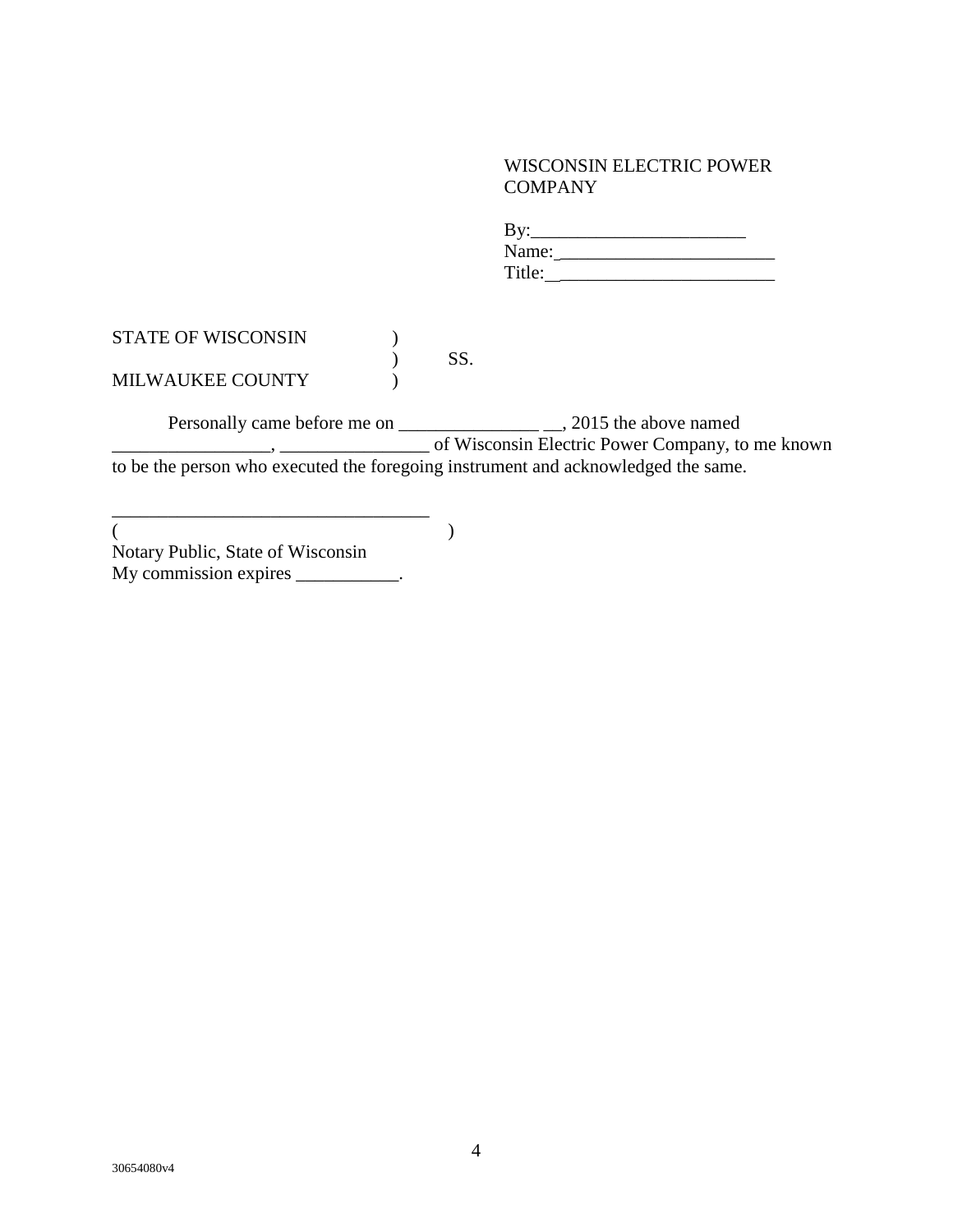WISCONSIN ELECTRIC POWER COMPANY

By:______________________
Name:______________________
Title:______________________

STATE OF WISCONSIN )
) SS.
MILWAUKEE COUNTY )

Personally came before me on _______________ __, 2015 the above named _________________, ________________ of Wisconsin Electric Power Company, to me known to be the person who executed the foregoing instrument and acknowledged the same.

__________________________________
( )
Notary Public, State of Wisconsin
My commission expires ___________.

30654080v4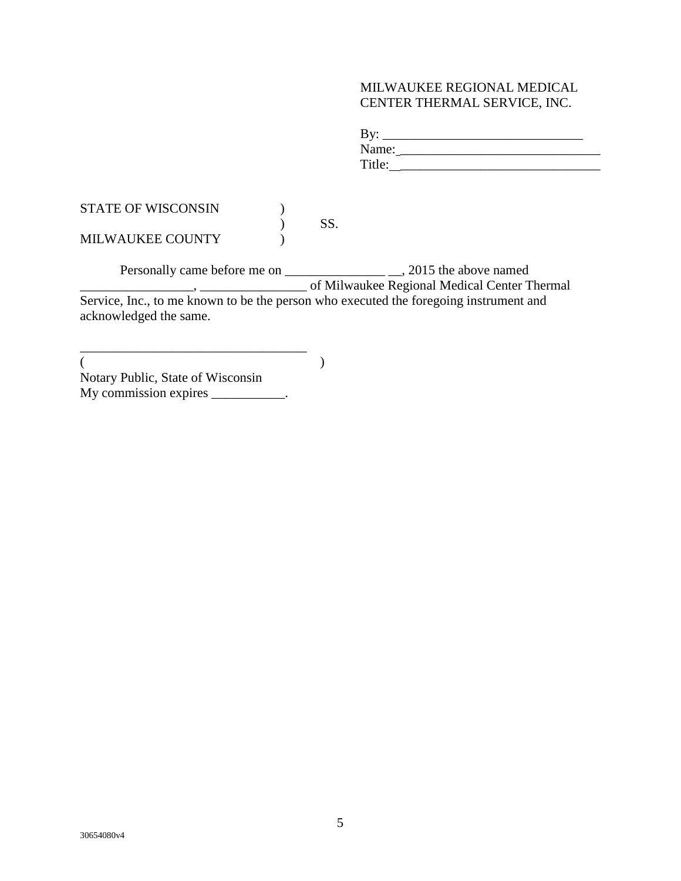MILWAUKEE REGIONAL MEDICAL CENTER THERMAL SERVICE, INC.

By: ______________________________
Name: ______________________________
Title: ______________________________

STATE OF WISCONSIN )
) SS.
MILWAUKEE COUNTY )

Personally came before me on _______________ __, 2015 the above named _________________, ________________ of Milwaukee Regional Medical Center Thermal Service, Inc., to me known to be the person who executed the foregoing instrument and acknowledged the same.

__________________________________
( )
Notary Public, State of Wisconsin
My commission expires ___________.

30654080v4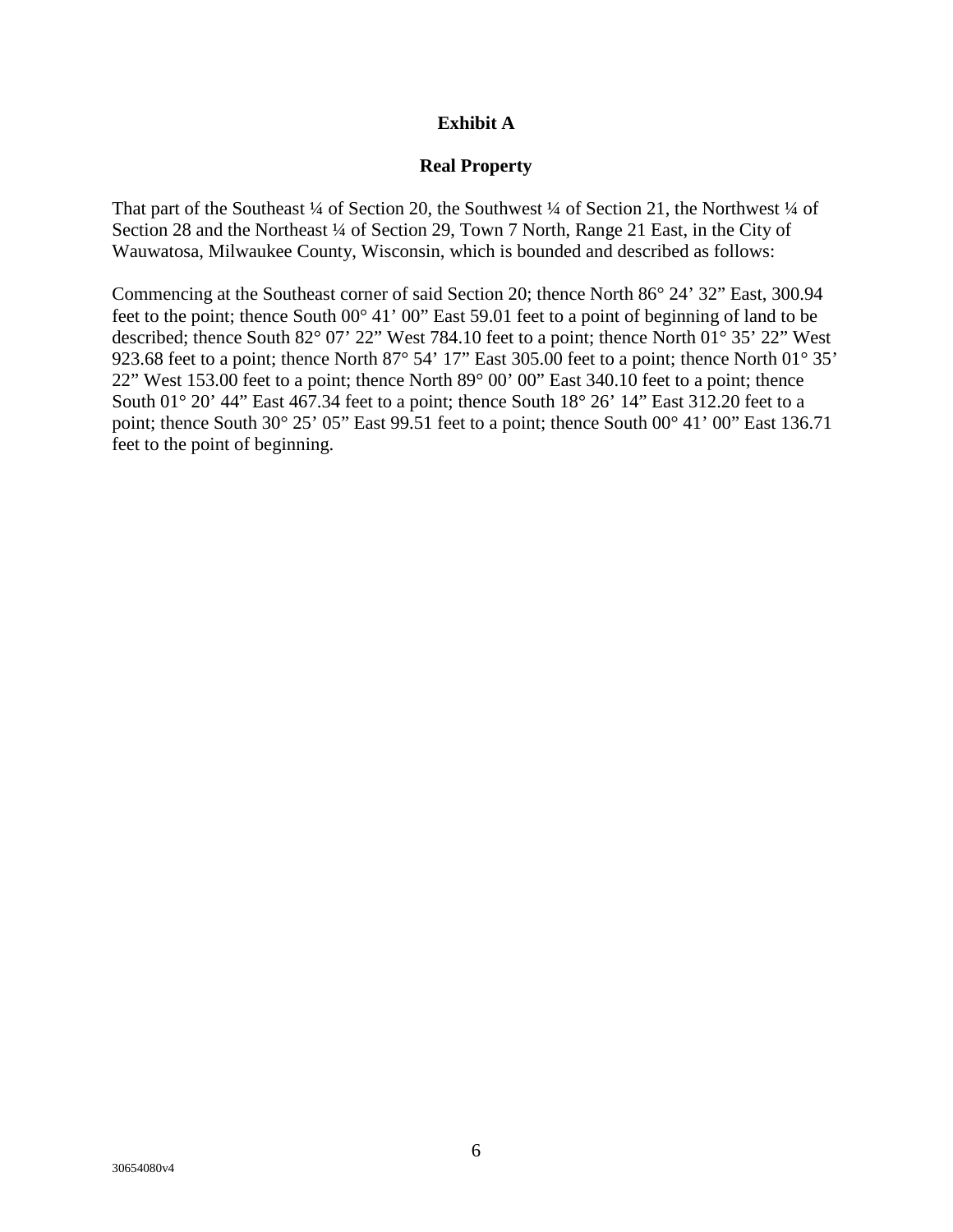## Exhibit A

## Real Property

That part of the Southeast ¼ of Section 20, the Southwest ¼ of Section 21, the Northwest ¼ of Section 28 and the Northeast ¼ of Section 29, Town 7 North, Range 21 East, in the City of Wauwatosa, Milwaukee County, Wisconsin, which is bounded and described as follows:

Commencing at the Southeast corner of said Section 20; thence North 86° 24’ 32” East, 300.94 feet to the point; thence South 00° 41’ 00” East 59.01 feet to a point of beginning of land to be described; thence South 82° 07’ 22” West 784.10 feet to a point; thence North 01° 35’ 22” West 923.68 feet to a point; thence North 87° 54’ 17” East 305.00 feet to a point; thence North 01° 35’ 22” West 153.00 feet to a point; thence North 89° 00’ 00” East 340.10 feet to a point; thence South 01° 20’ 44” East 467.34 feet to a point; thence South 18° 26’ 14” East 312.20 feet to a point; thence South 30° 25’ 05” East 99.51 feet to a point; thence South 00° 41’ 00” East 136.71 feet to the point of beginning.

30654080v4